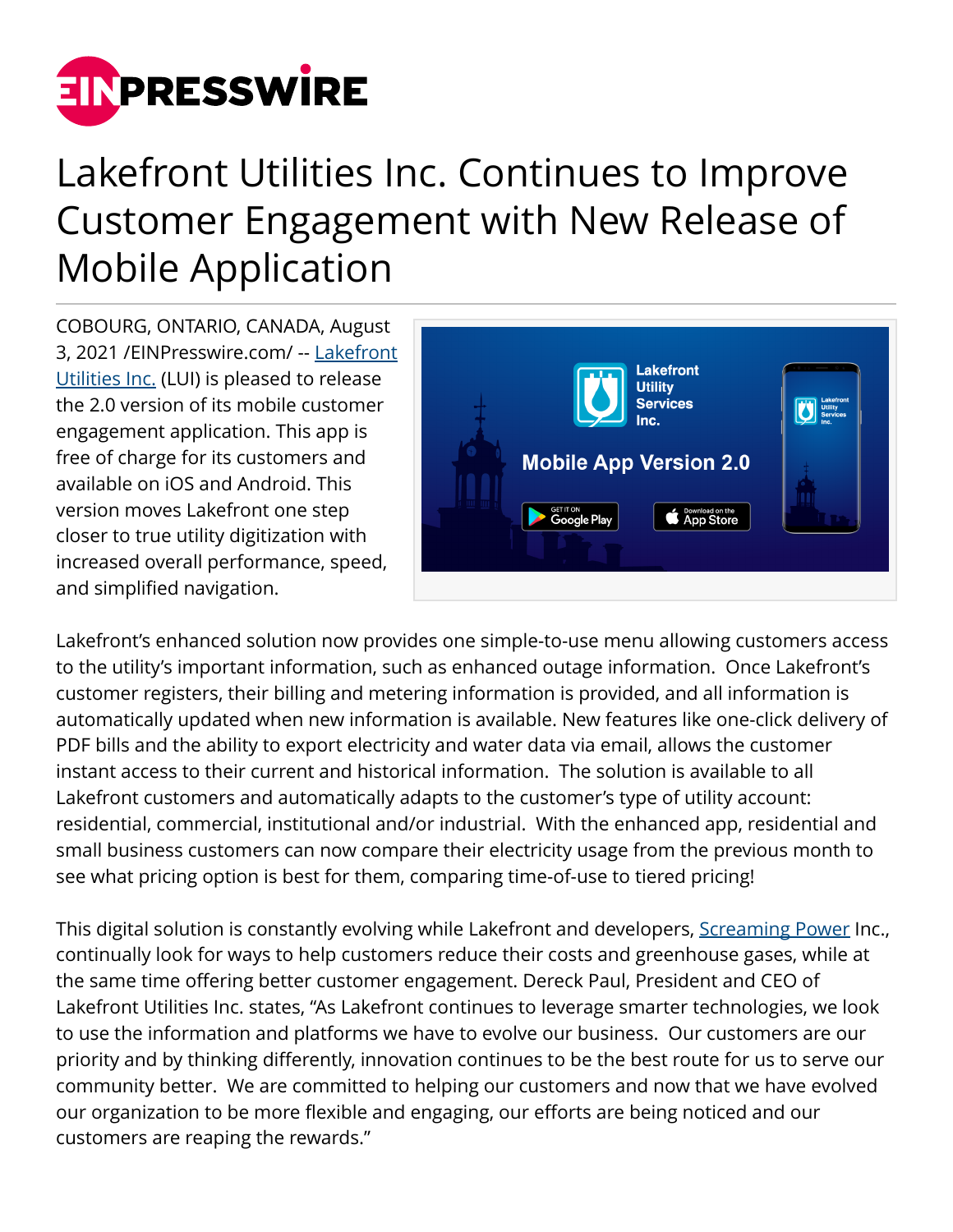# Lakefront Utilities Inc. Continues to Improve Customer Engagement with New Release of Mobile Application

COBOURG, ONTARIO, CANADA, August 3, 2021 /EINPresswire.com/ -- Lakefront Utilities Inc. (LUI) is pleased to release the 2.0 version of its mobile customer engagement application. This app is free of charge for its customers and available on iOS and Android. This version moves Lakefront one step closer to true utility digitization with increased overall performance, speed, and simplified navigation.

Lakefront's enhanced solution now provides one simple-to-use menu allowing customers access to the utility's important information, such as enhanced outage information. Once Lakefront's customer registers, their billing and metering information is provided, and all information is automatically updated when new information is available. New features like one-click delivery of PDF bills and the ability to export electricity and water data via email, allows the customer instant access to their current and historical information. The solution is available to all Lakefront customers and automatically adapts to the customer's type of utility account: residential, commercial, institutional and/or industrial. With the enhanced app, residential and small business customers can now compare their electricity usage from the previous month to see what pricing option is best for them, comparing time-of-use to tiered pricing!

This digital solution is constantly evolving while Lakefront and developers, Screaming Power Inc., continually look for ways to help customers reduce their costs and greenhouse gases, while at the same time offering better customer engagement. Dereck Paul, President and CEO of Lakefront Utilities Inc. states, "As Lakefront continues to leverage smarter technologies, we look to use the information and platforms we have to evolve our business. Our customers are our priority and by thinking differently, innovation continues to be the best route for us to serve our community better. We are committed to helping our customers and now that we have evolved our organization to be more flexible and engaging, our efforts are being noticed and our customers are reaping the rewards."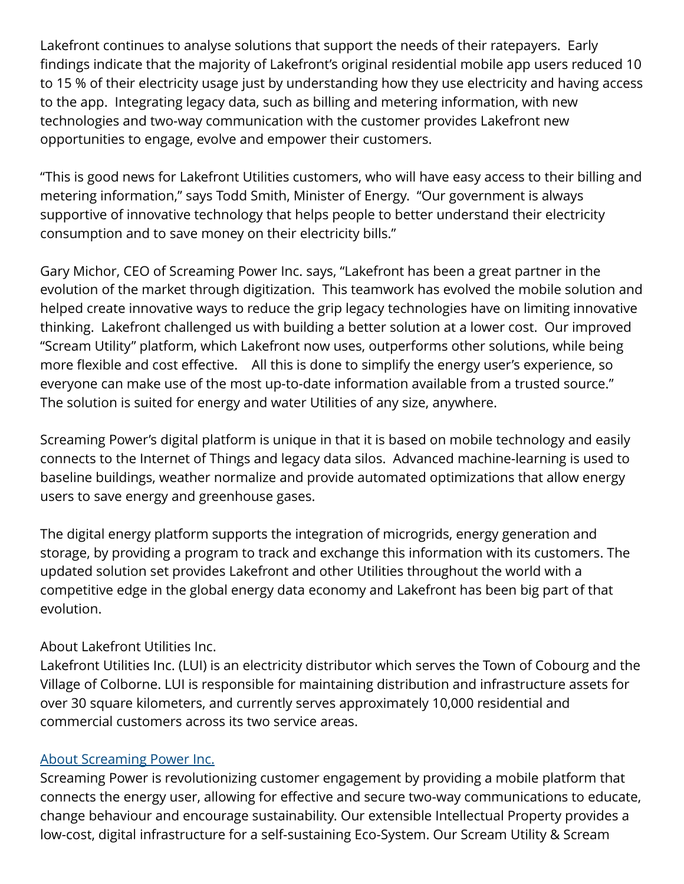Lakefront continues to analyse solutions that support the needs of their ratepayers. Early findings indicate that the majority of Lakefront's original residential mobile app users reduced 10 to 15 % of their electricity usage just by understanding how they use electricity and having access to the app. Integrating legacy data, such as billing and metering information, with new technologies and two-way communication with the customer provides Lakefront new opportunities to engage, evolve and empower their customers.

"This is good news for Lakefront Utilities customers, who will have easy access to their billing and metering information," says Todd Smith, Minister of Energy. "Our government is always supportive of innovative technology that helps people to better understand their electricity consumption and to save money on their electricity bills."

Gary Michor, CEO of Screaming Power Inc. says, "Lakefront has been a great partner in the evolution of the market through digitization. This teamwork has evolved the mobile solution and helped create innovative ways to reduce the grip legacy technologies have on limiting innovative thinking. Lakefront challenged us with building a better solution at a lower cost. Our improved "Scream Utility" platform, which Lakefront now uses, outperforms other solutions, while being more flexible and cost effective. All this is done to simplify the energy user's experience, so everyone can make use of the most up-to-date information available from a trusted source." The solution is suited for energy and water Utilities of any size, anywhere.

Screaming Power's digital platform is unique in that it is based on mobile technology and easily connects to the Internet of Things and legacy data silos. Advanced machine-learning is used to baseline buildings, weather normalize and provide automated optimizations that allow energy users to save energy and greenhouse gases.

The digital energy platform supports the integration of microgrids, energy generation and storage, by providing a program to track and exchange this information with its customers. The updated solution set provides Lakefront and other Utilities throughout the world with a competitive edge in the global energy data economy and Lakefront has been big part of that evolution.

About Lakefront Utilities Inc.
Lakefront Utilities Inc. (LUI) is an electricity distributor which serves the Town of Cobourg and the Village of Colborne. LUI is responsible for maintaining distribution and infrastructure assets for over 30 square kilometers, and currently serves approximately 10,000 residential and commercial customers across its two service areas.

About Screaming Power Inc.
Screaming Power is revolutionizing customer engagement by providing a mobile platform that connects the energy user, allowing for effective and secure two-way communications to educate, change behaviour and encourage sustainability. Our extensible Intellectual Property provides a low-cost, digital infrastructure for a self-sustaining Eco-System. Our Scream Utility & Scream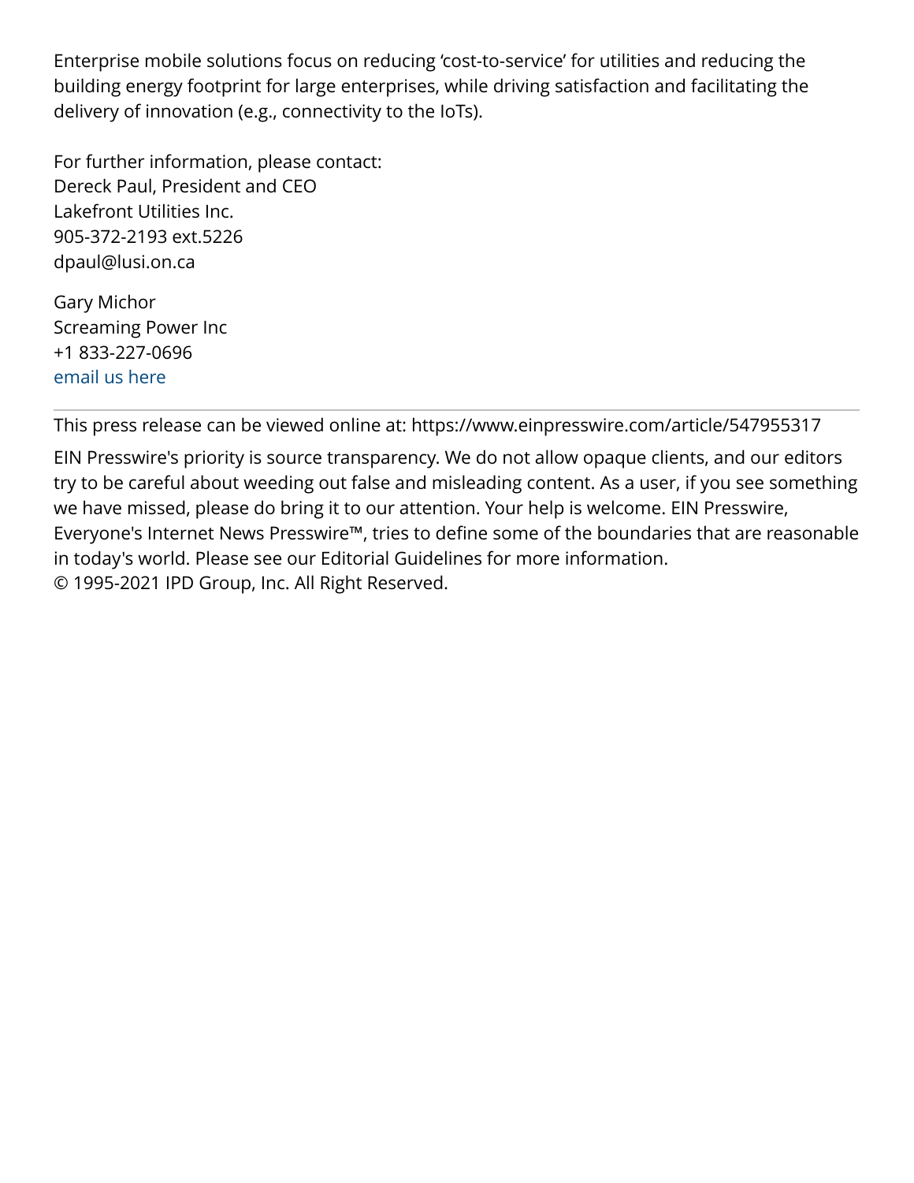Enterprise mobile solutions focus on reducing ‘cost-to-service’ for utilities and reducing the building energy footprint for large enterprises, while driving satisfaction and facilitating the delivery of innovation (e.g., connectivity to the IoTs).

For further information, please contact:
Dereck Paul, President and CEO
Lakefront Utilities Inc.
905-372-2193 ext.5226
dpaul@lusi.on.ca

Gary Michor
Screaming Power Inc
+1 833-227-0696
email us here

---

This press release can be viewed online at: https://www.einpresswire.com/article/547955317

EIN Presswire's priority is source transparency. We do not allow opaque clients, and our editors try to be careful about weeding out false and misleading content. As a user, if you see something we have missed, please do bring it to our attention. Your help is welcome. EIN Presswire, Everyone's Internet News Presswire™, tries to define some of the boundaries that are reasonable in today's world. Please see our Editorial Guidelines for more information.
© 1995-2021 IPD Group, Inc. All Right Reserved.